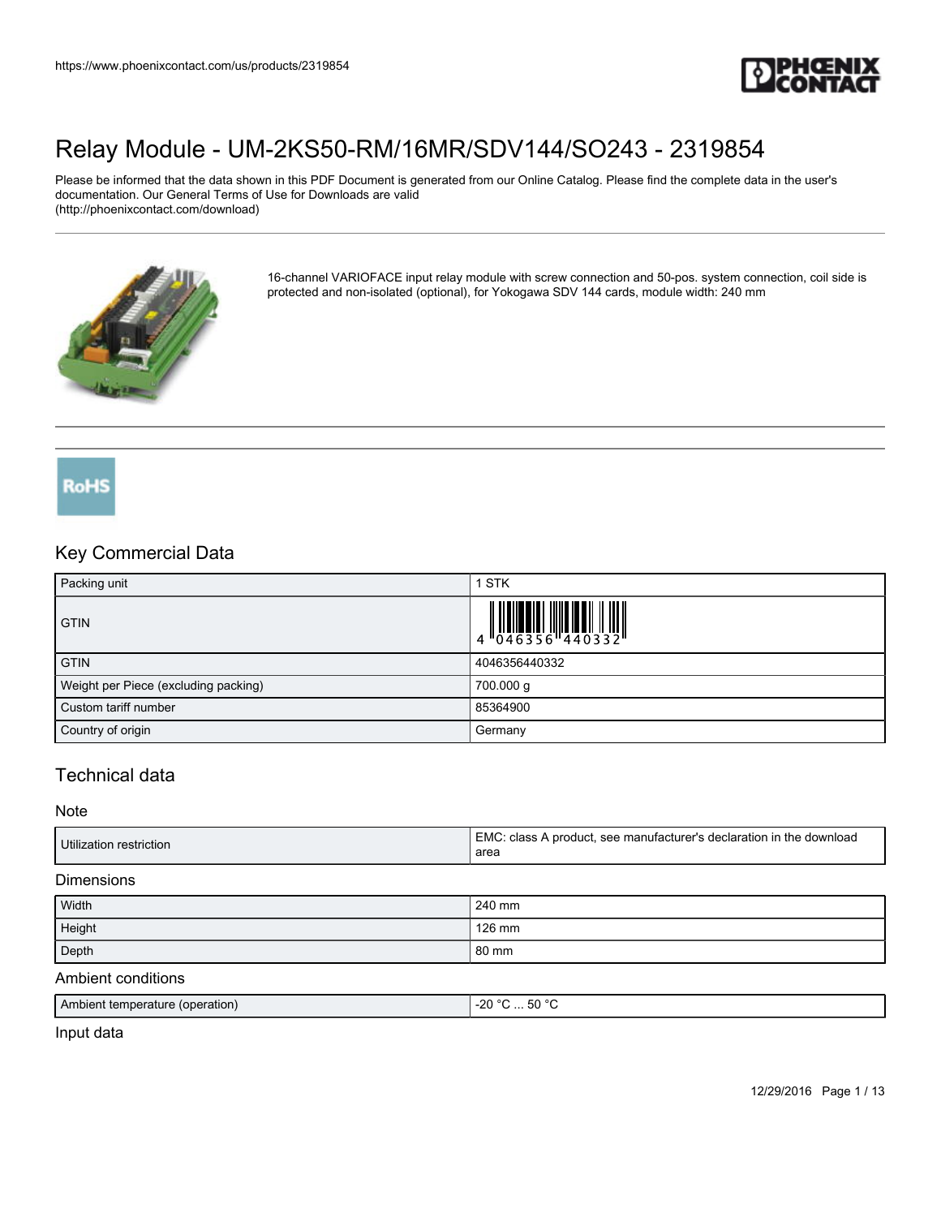# Relay Module - UM-2KS50-RM/16MR/SDV144/SO243 - 2319854

Please be informed that the data shown in this PDF Document is generated from our Online Catalog. Please find the complete data in the user's documentation. Our General Terms of Use for Downloads are valid (http://phoenixcontact.com/download)

16-channel VARIOFACE input relay module with screw connection and 50-pos. system connection, coil side is protected and non-isolated (optional), for Yokogawa SDV 144 cards, module width: 240 mm

RoHS

## Key Commercial Data

| Packing unit | 1 STK |
|---|---|
| GTIN | 4 046356 440332 |
| GTIN | 4046356440332 |
| Weight per Piece (excluding packing) | 700.000 g |
| Custom tariff number | 85364900 |
| Country of origin | Germany |

## Technical data

### Note

| Utilization restriction | EMC: class A product, see manufacturer's declaration in the download area |
|---|---|

### Dimensions

| Width | 240 mm |
|---|---|
| Height | 126 mm |
| Depth | 80 mm |

### Ambient conditions

| Ambient temperature (operation) | -20 °C ... 50 °C |
|---|---|

### Input data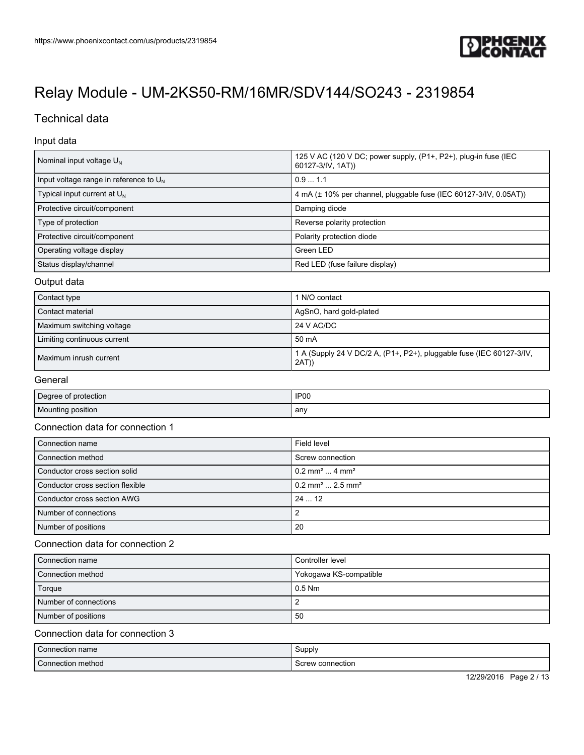# Relay Module - UM-2KS50-RM/16MR/SDV144/SO243 - 2319854

## Technical data

### Input data

| | |
|---|---|
| Nominal input voltage $U_N$ | 125 V AC (120 V DC; power supply, (P1+, P2+), plug-in fuse (IEC 60127-3/IV, 1AT)) |
| Input voltage range in reference to $U_N$ | 0.9 ... 1.1 |
| Typical input current at $U_N$ | 4 mA (± 10% per channel, pluggable fuse (IEC 60127-3/IV, 0.05AT)) |
| Protective circuit/component | Damping diode |
| Type of protection | Reverse polarity protection |
| Protective circuit/component | Polarity protection diode |
| Operating voltage display | Green LED |
| Status display/channel | Red LED (fuse failure display) |

### Output data

| | |
|---|---|
| Contact type | 1 N/O contact |
| Contact material | AgSnO, hard gold-plated |
| Maximum switching voltage | 24 V AC/DC |
| Limiting continuous current | 50 mA |
| Maximum inrush current | 1 A (Supply 24 V DC/2 A, (P1+, P2+), pluggable fuse (IEC 60127-3/IV, 2AT)) |

### General

| | |
|---|---|
| Degree of protection | IP00 |
| Mounting position | any |

### Connection data for connection 1

| | |
|---|---|
| Connection name | Field level |
| Connection method | Screw connection |
| Conductor cross section solid | 0.2 mm² ... 4 mm² |
| Conductor cross section flexible | 0.2 mm² ... 2.5 mm² |
| Conductor cross section AWG | 24 ... 12 |
| Number of connections | 2 |
| Number of positions | 20 |

### Connection data for connection 2

| | |
|---|---|
| Connection name | Controller level |
| Connection method | Yokogawa KS-compatible |
| Torque | 0.5 Nm |
| Number of connections | 2 |
| Number of positions | 50 |

### Connection data for connection 3

| | |
|---|---|
| Connection name | Supply |
| Connection method | Screw connection |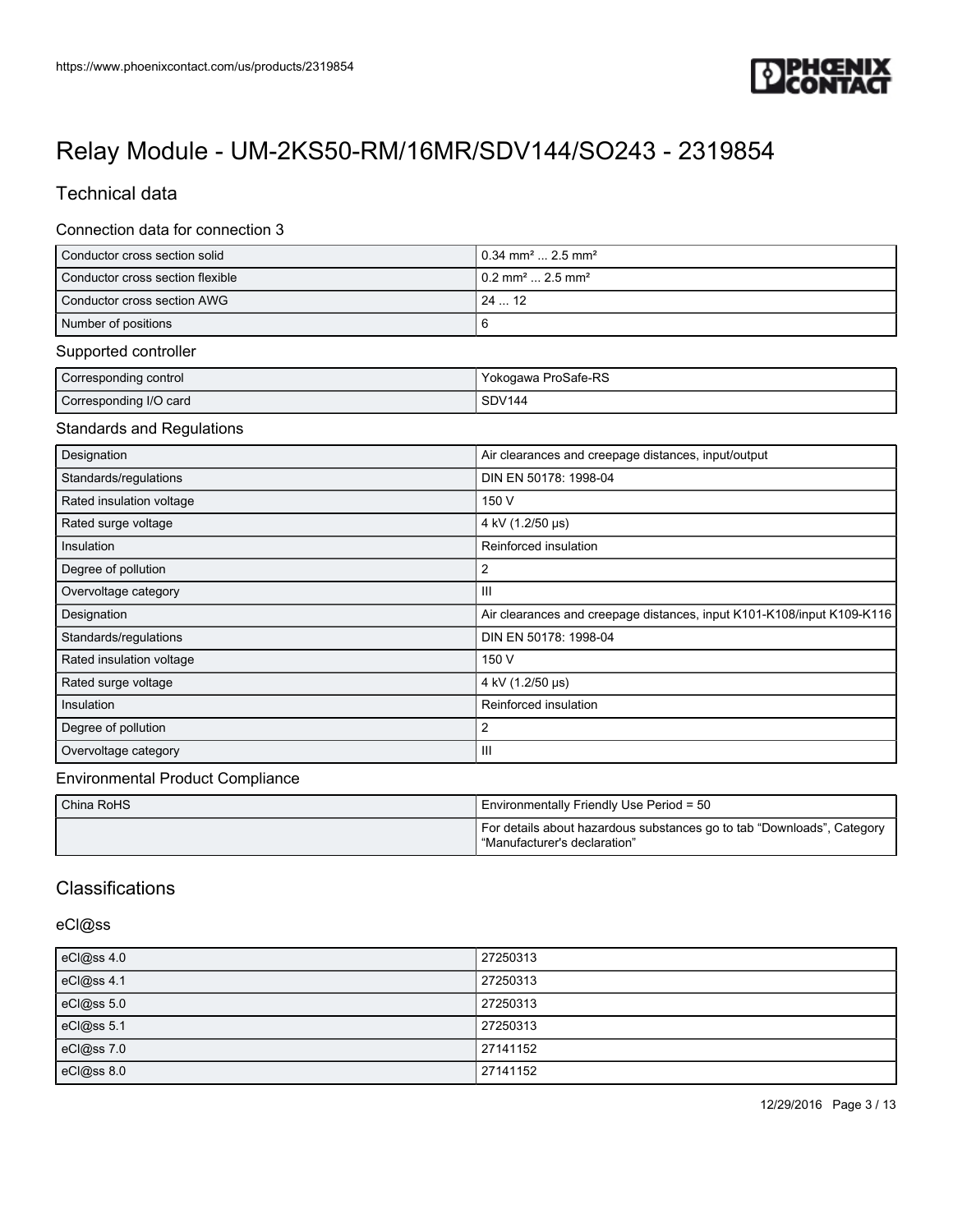# Relay Module - UM-2KS50-RM/16MR/SDV144/SO243 - 2319854

## Technical data

### Connection data for connection 3

| | |
|---|---|
| Conductor cross section solid | 0.34 mm² ... 2.5 mm² |
| Conductor cross section flexible | 0.2 mm² ... 2.5 mm² |
| Conductor cross section AWG | 24 ... 12 |
| Number of positions | 6 |

### Supported controller

| | |
|---|---|
| Corresponding control | Yokogawa ProSafe-RS |
| Corresponding I/O card | SDV144 |

### Standards and Regulations

| | |
|---|---|
| Designation | Air clearances and creepage distances, input/output |
| Standards/regulations | DIN EN 50178: 1998-04 |
| Rated insulation voltage | 150 V |
| Rated surge voltage | 4 kV (1.2/50 µs) |
| Insulation | Reinforced insulation |
| Degree of pollution | 2 |
| Overvoltage category | III |
| Designation | Air clearances and creepage distances, input K101-K108/input K109-K116 |
| Standards/regulations | DIN EN 50178: 1998-04 |
| Rated insulation voltage | 150 V |
| Rated surge voltage | 4 kV (1.2/50 µs) |
| Insulation | Reinforced insulation |
| Degree of pollution | 2 |
| Overvoltage category | III |

### Environmental Product Compliance

| | |
|---|---|
| China RoHS | Environmentally Friendly Use Period = 50 |
| | For details about hazardous substances go to tab “Downloads”, Category “Manufacturer's declaration” |

## Classifications

### eCl@ss

| | |
|---|---|
| eCl@ss 4.0 | 27250313 |
| eCl@ss 4.1 | 27250313 |
| eCl@ss 5.0 | 27250313 |
| eCl@ss 5.1 | 27250313 |
| eCl@ss 7.0 | 27141152 |
| eCl@ss 8.0 | 27141152 |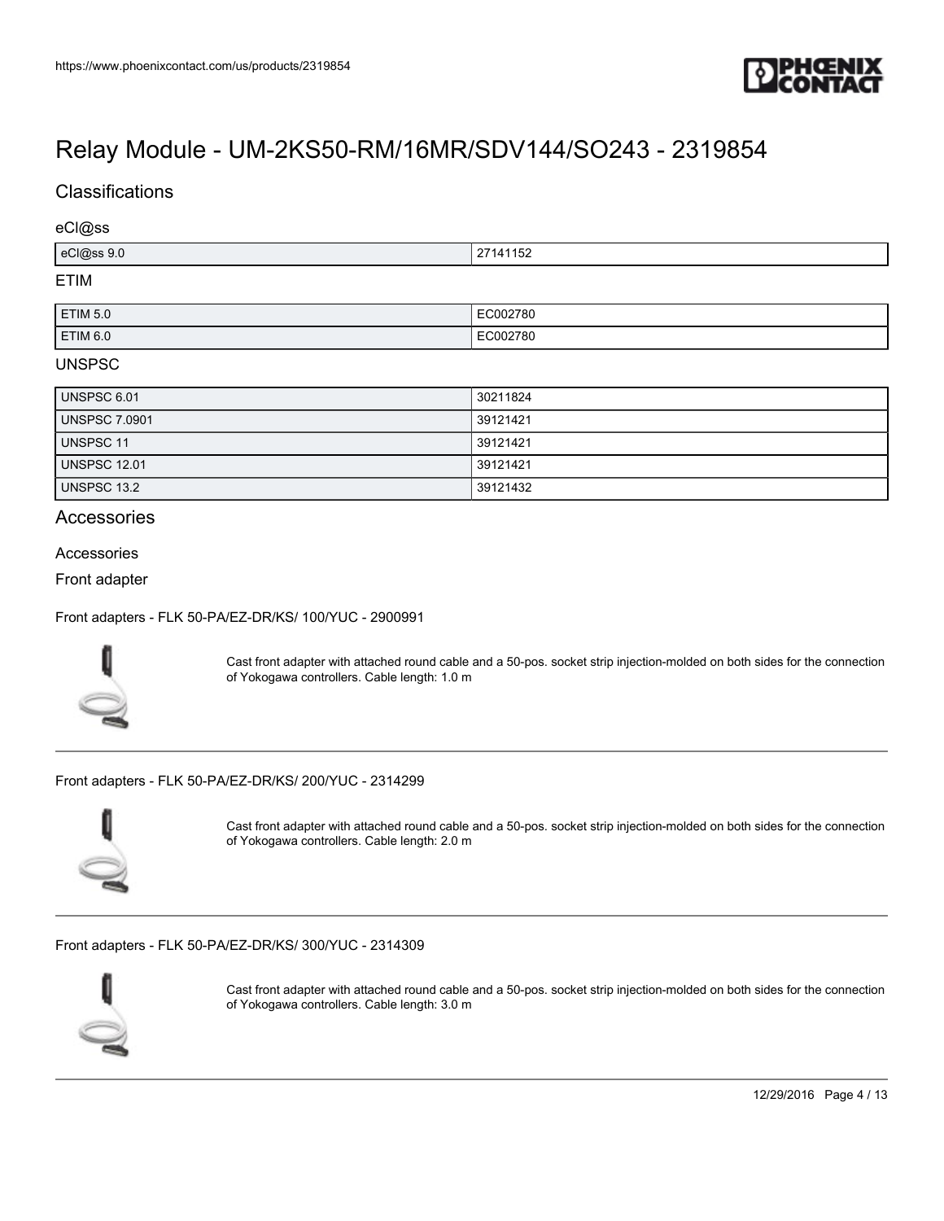# Relay Module - UM-2KS50-RM/16MR/SDV144/SO243 - 2319854

## Classifications

### eCl@ss

| | |
|---|---|
| eCl@ss 9.0 | 27141152 |

### ETIM

| | |
|---|---|
| ETIM 5.0 | EC002780 |
| ETIM 6.0 | EC002780 |

### UNSPSC

| | |
|---|---|
| UNSPSC 6.01 | 30211824 |
| UNSPSC 7.0901 | 39121421 |
| UNSPSC 11 | 39121421 |
| UNSPSC 12.01 | 39121421 |
| UNSPSC 13.2 | 39121432 |

## Accessories

### Accessories

### Front adapter

Front adapters - FLK 50-PA/EZ-DR/KS/ 100/YUC - 2900991

Cast front adapter with attached round cable and a 50-pos. socket strip injection-molded on both sides for the connection of Yokogawa controllers. Cable length: 1.0 m

---

Front adapters - FLK 50-PA/EZ-DR/KS/ 200/YUC - 2314299

Cast front adapter with attached round cable and a 50-pos. socket strip injection-molded on both sides for the connection of Yokogawa controllers. Cable length: 2.0 m

---

Front adapters - FLK 50-PA/EZ-DR/KS/ 300/YUC - 2314309

Cast front adapter with attached round cable and a 50-pos. socket strip injection-molded on both sides for the connection of Yokogawa controllers. Cable length: 3.0 m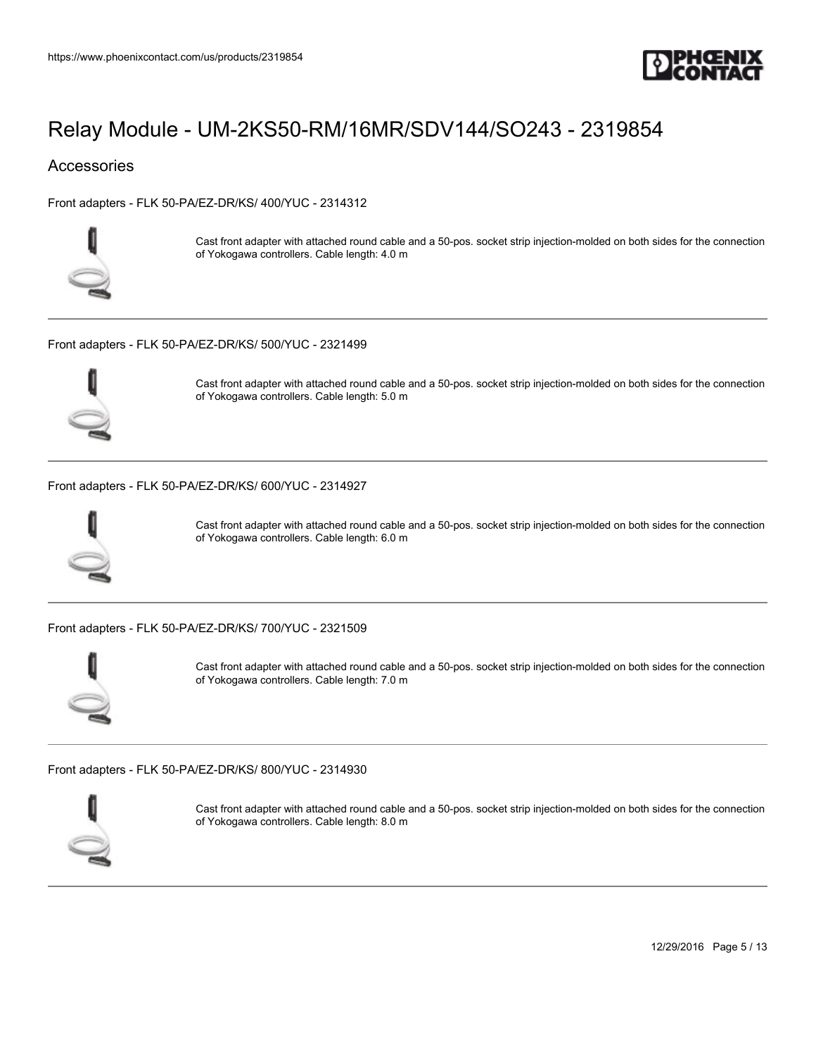# Relay Module - UM-2KS50-RM/16MR/SDV144/SO243 - 2319854

## Accessories

Front adapters - FLK 50-PA/EZ-DR/KS/ 400/YUC - 2314312

Cast front adapter with attached round cable and a 50-pos. socket strip injection-molded on both sides for the connection of Yokogawa controllers. Cable length: 4.0 m

---

Front adapters - FLK 50-PA/EZ-DR/KS/ 500/YUC - 2321499

Cast front adapter with attached round cable and a 50-pos. socket strip injection-molded on both sides for the connection of Yokogawa controllers. Cable length: 5.0 m

---

Front adapters - FLK 50-PA/EZ-DR/KS/ 600/YUC - 2314927

Cast front adapter with attached round cable and a 50-pos. socket strip injection-molded on both sides for the connection of Yokogawa controllers. Cable length: 6.0 m

---

Front adapters - FLK 50-PA/EZ-DR/KS/ 700/YUC - 2321509

Cast front adapter with attached round cable and a 50-pos. socket strip injection-molded on both sides for the connection of Yokogawa controllers. Cable length: 7.0 m

---

Front adapters - FLK 50-PA/EZ-DR/KS/ 800/YUC - 2314930

Cast front adapter with attached round cable and a 50-pos. socket strip injection-molded on both sides for the connection of Yokogawa controllers. Cable length: 8.0 m

---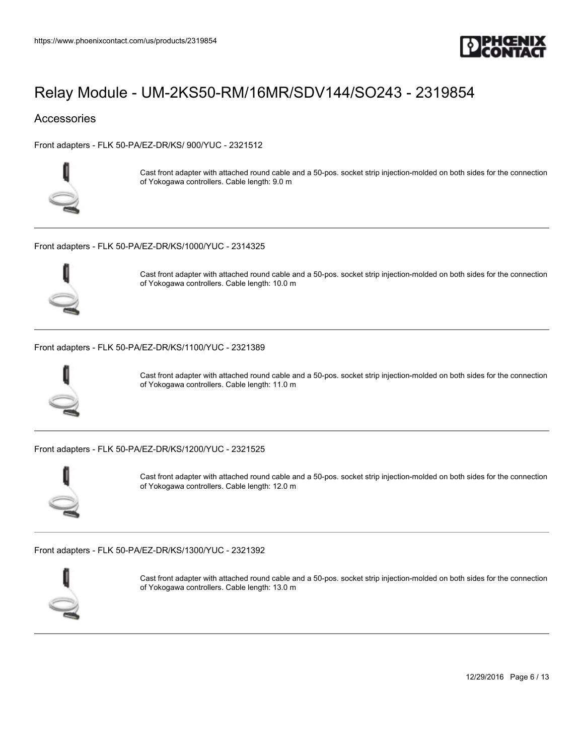# Relay Module - UM-2KS50-RM/16MR/SDV144/SO243 - 2319854

## Accessories

Front adapters - FLK 50-PA/EZ-DR/KS/ 900/YUC - 2321512

Cast front adapter with attached round cable and a 50-pos. socket strip injection-molded on both sides for the connection of Yokogawa controllers. Cable length: 9.0 m

---

Front adapters - FLK 50-PA/EZ-DR/KS/1000/YUC - 2314325

Cast front adapter with attached round cable and a 50-pos. socket strip injection-molded on both sides for the connection of Yokogawa controllers. Cable length: 10.0 m

---

Front adapters - FLK 50-PA/EZ-DR/KS/1100/YUC - 2321389

Cast front adapter with attached round cable and a 50-pos. socket strip injection-molded on both sides for the connection of Yokogawa controllers. Cable length: 11.0 m

---

Front adapters - FLK 50-PA/EZ-DR/KS/1200/YUC - 2321525

Cast front adapter with attached round cable and a 50-pos. socket strip injection-molded on both sides for the connection of Yokogawa controllers. Cable length: 12.0 m

---

Front adapters - FLK 50-PA/EZ-DR/KS/1300/YUC - 2321392

Cast front adapter with attached round cable and a 50-pos. socket strip injection-molded on both sides for the connection of Yokogawa controllers. Cable length: 13.0 m

---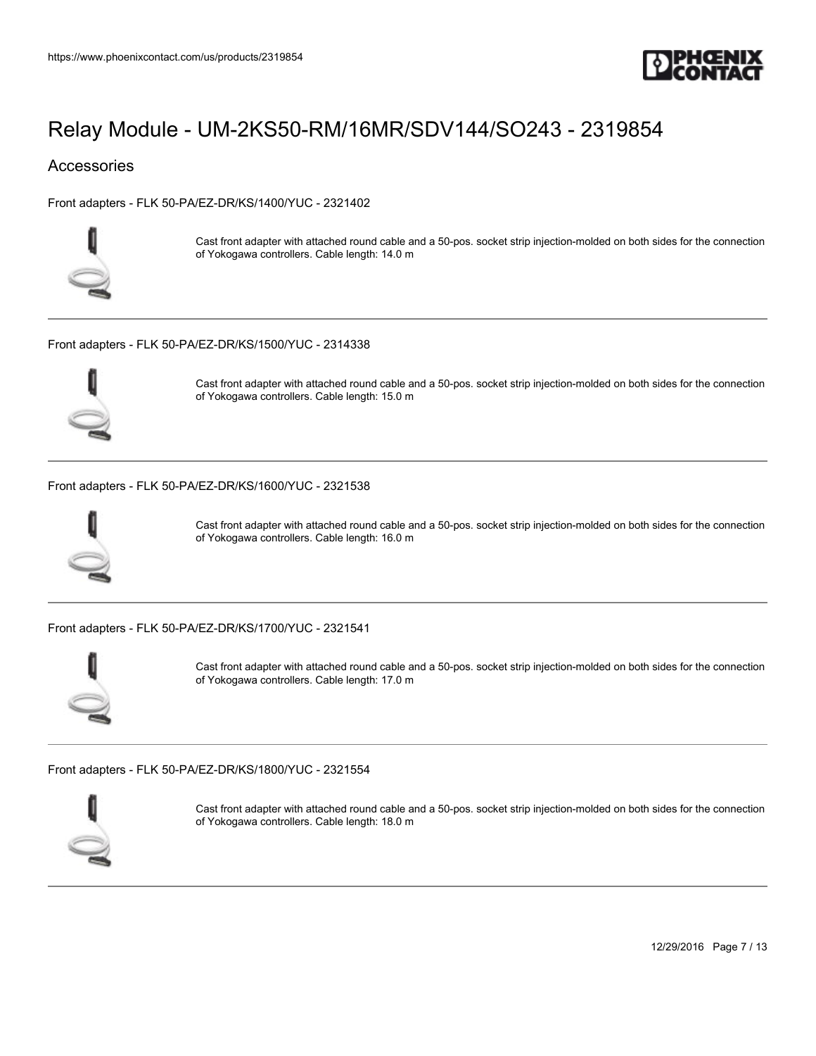# Relay Module - UM-2KS50-RM/16MR/SDV144/SO243 - 2319854

## Accessories

Front adapters - FLK 50-PA/EZ-DR/KS/1400/YUC - 2321402

Cast front adapter with attached round cable and a 50-pos. socket strip injection-molded on both sides for the connection of Yokogawa controllers. Cable length: 14.0 m

---

Front adapters - FLK 50-PA/EZ-DR/KS/1500/YUC - 2314338

Cast front adapter with attached round cable and a 50-pos. socket strip injection-molded on both sides for the connection of Yokogawa controllers. Cable length: 15.0 m

---

Front adapters - FLK 50-PA/EZ-DR/KS/1600/YUC - 2321538

Cast front adapter with attached round cable and a 50-pos. socket strip injection-molded on both sides for the connection of Yokogawa controllers. Cable length: 16.0 m

---

Front adapters - FLK 50-PA/EZ-DR/KS/1700/YUC - 2321541

Cast front adapter with attached round cable and a 50-pos. socket strip injection-molded on both sides for the connection of Yokogawa controllers. Cable length: 17.0 m

---

Front adapters - FLK 50-PA/EZ-DR/KS/1800/YUC - 2321554

Cast front adapter with attached round cable and a 50-pos. socket strip injection-molded on both sides for the connection of Yokogawa controllers. Cable length: 18.0 m

---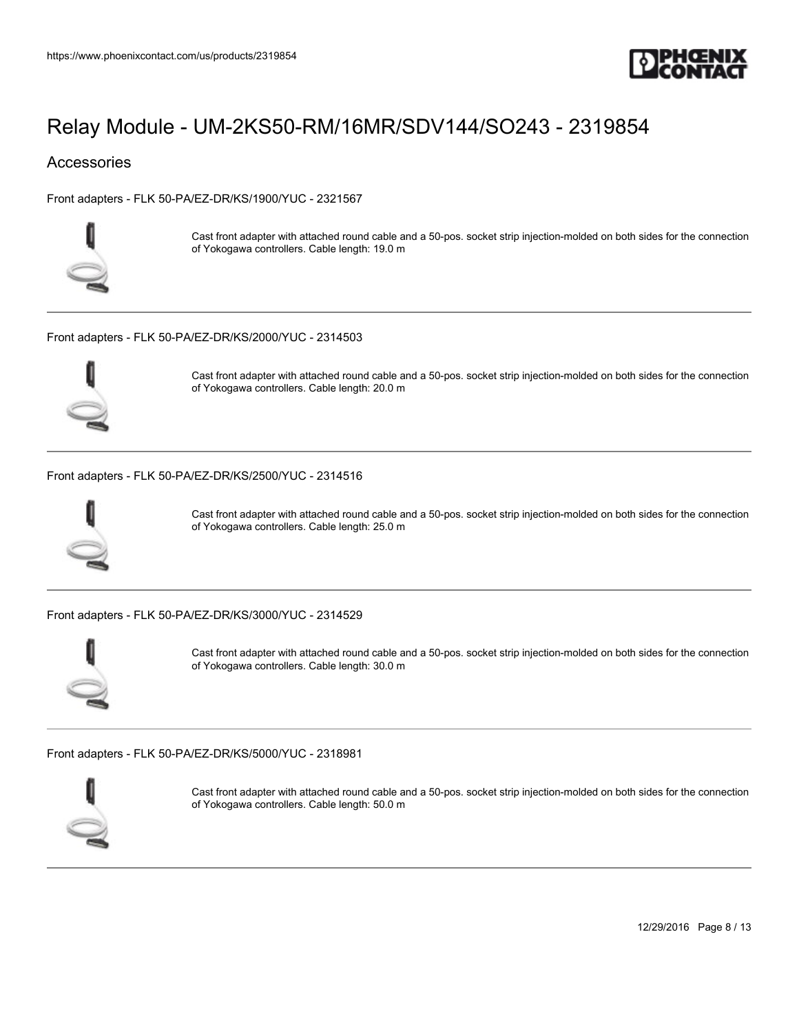# Relay Module - UM-2KS50-RM/16MR/SDV144/SO243 - 2319854

## Accessories

Front adapters - FLK 50-PA/EZ-DR/KS/1900/YUC - 2321567

Cast front adapter with attached round cable and a 50-pos. socket strip injection-molded on both sides for the connection of Yokogawa controllers. Cable length: 19.0 m

---

Front adapters - FLK 50-PA/EZ-DR/KS/2000/YUC - 2314503

Cast front adapter with attached round cable and a 50-pos. socket strip injection-molded on both sides for the connection of Yokogawa controllers. Cable length: 20.0 m

---

Front adapters - FLK 50-PA/EZ-DR/KS/2500/YUC - 2314516

Cast front adapter with attached round cable and a 50-pos. socket strip injection-molded on both sides for the connection of Yokogawa controllers. Cable length: 25.0 m

---

Front adapters - FLK 50-PA/EZ-DR/KS/3000/YUC - 2314529

Cast front adapter with attached round cable and a 50-pos. socket strip injection-molded on both sides for the connection of Yokogawa controllers. Cable length: 30.0 m

---

Front adapters - FLK 50-PA/EZ-DR/KS/5000/YUC - 2318981

Cast front adapter with attached round cable and a 50-pos. socket strip injection-molded on both sides for the connection of Yokogawa controllers. Cable length: 50.0 m

---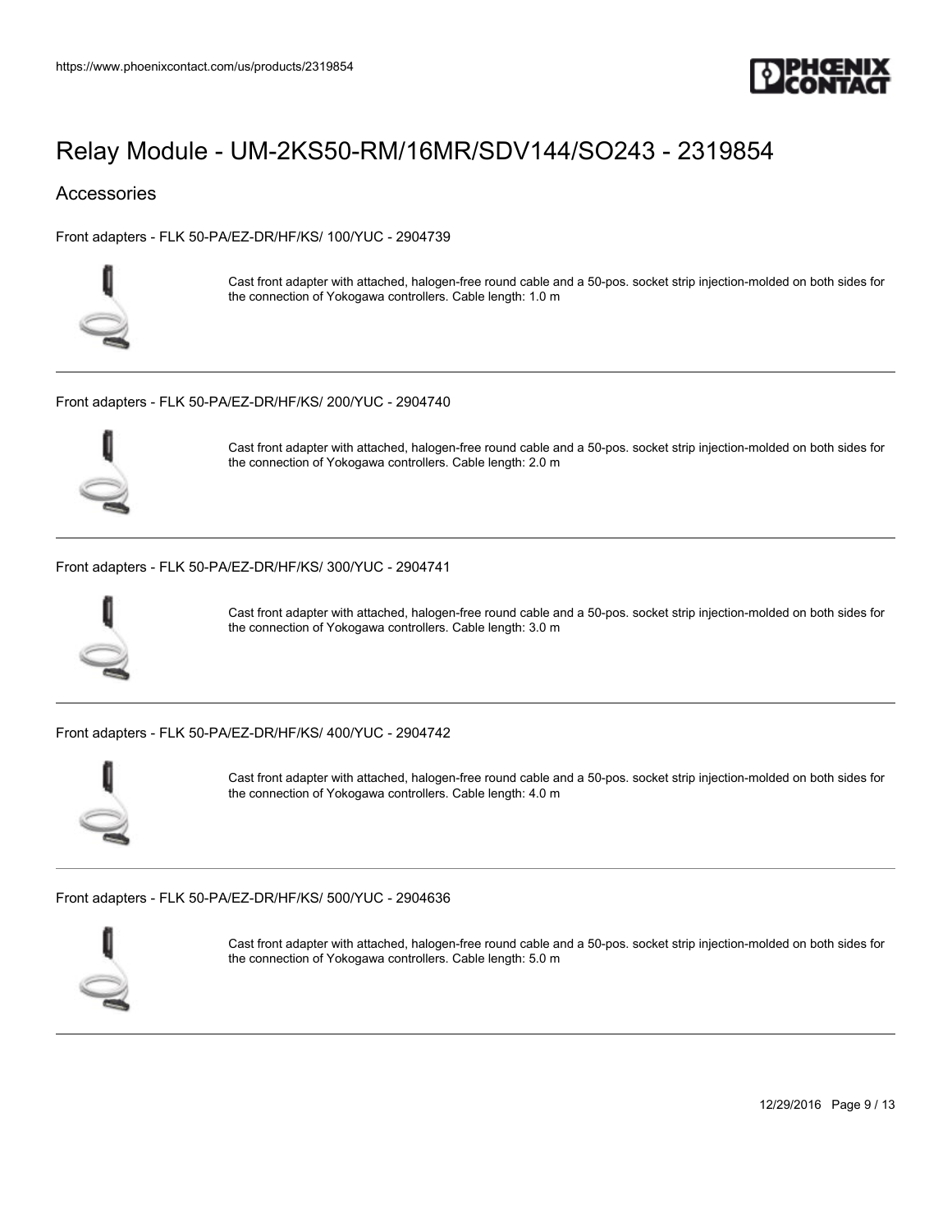# Relay Module - UM-2KS50-RM/16MR/SDV144/SO243 - 2319854

## Accessories

Front adapters - FLK 50-PA/EZ-DR/HF/KS/ 100/YUC - 2904739

Cast front adapter with attached, halogen-free round cable and a 50-pos. socket strip injection-molded on both sides for the connection of Yokogawa controllers. Cable length: 1.0 m

---

Front adapters - FLK 50-PA/EZ-DR/HF/KS/ 200/YUC - 2904740

Cast front adapter with attached, halogen-free round cable and a 50-pos. socket strip injection-molded on both sides for the connection of Yokogawa controllers. Cable length: 2.0 m

---

Front adapters - FLK 50-PA/EZ-DR/HF/KS/ 300/YUC - 2904741

Cast front adapter with attached, halogen-free round cable and a 50-pos. socket strip injection-molded on both sides for the connection of Yokogawa controllers. Cable length: 3.0 m

---

Front adapters - FLK 50-PA/EZ-DR/HF/KS/ 400/YUC - 2904742

Cast front adapter with attached, halogen-free round cable and a 50-pos. socket strip injection-molded on both sides for the connection of Yokogawa controllers. Cable length: 4.0 m

---

Front adapters - FLK 50-PA/EZ-DR/HF/KS/ 500/YUC - 2904636

Cast front adapter with attached, halogen-free round cable and a 50-pos. socket strip injection-molded on both sides for the connection of Yokogawa controllers. Cable length: 5.0 m

---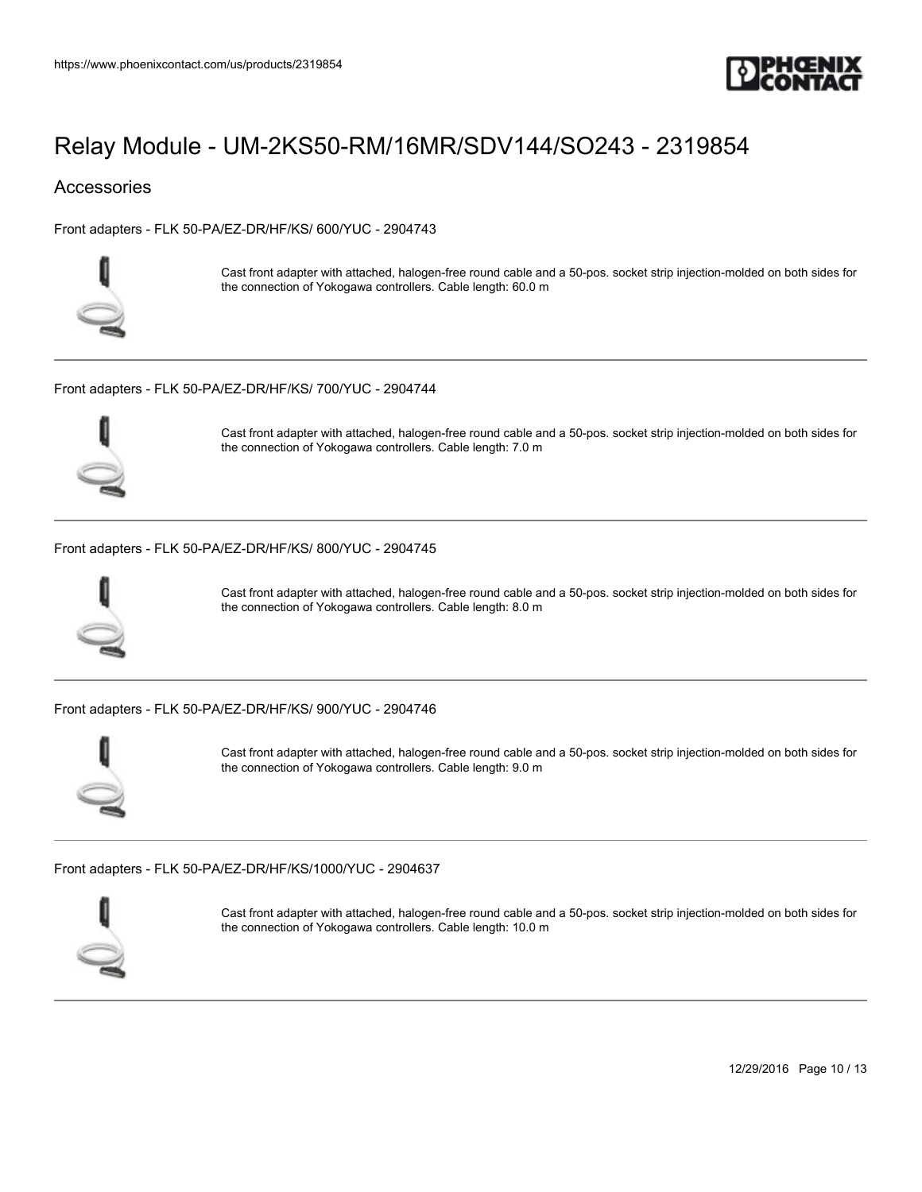# Relay Module - UM-2KS50-RM/16MR/SDV144/SO243 - 2319854

## Accessories

Front adapters - FLK 50-PA/EZ-DR/HF/KS/ 600/YUC - 2904743

Cast front adapter with attached, halogen-free round cable and a 50-pos. socket strip injection-molded on both sides for the connection of Yokogawa controllers. Cable length: 60.0 m

---

Front adapters - FLK 50-PA/EZ-DR/HF/KS/ 700/YUC - 2904744

Cast front adapter with attached, halogen-free round cable and a 50-pos. socket strip injection-molded on both sides for the connection of Yokogawa controllers. Cable length: 7.0 m

---

Front adapters - FLK 50-PA/EZ-DR/HF/KS/ 800/YUC - 2904745

Cast front adapter with attached, halogen-free round cable and a 50-pos. socket strip injection-molded on both sides for the connection of Yokogawa controllers. Cable length: 8.0 m

---

Front adapters - FLK 50-PA/EZ-DR/HF/KS/ 900/YUC - 2904746

Cast front adapter with attached, halogen-free round cable and a 50-pos. socket strip injection-molded on both sides for the connection of Yokogawa controllers. Cable length: 9.0 m

---

Front adapters - FLK 50-PA/EZ-DR/HF/KS/1000/YUC - 2904637

Cast front adapter with attached, halogen-free round cable and a 50-pos. socket strip injection-molded on both sides for the connection of Yokogawa controllers. Cable length: 10.0 m

---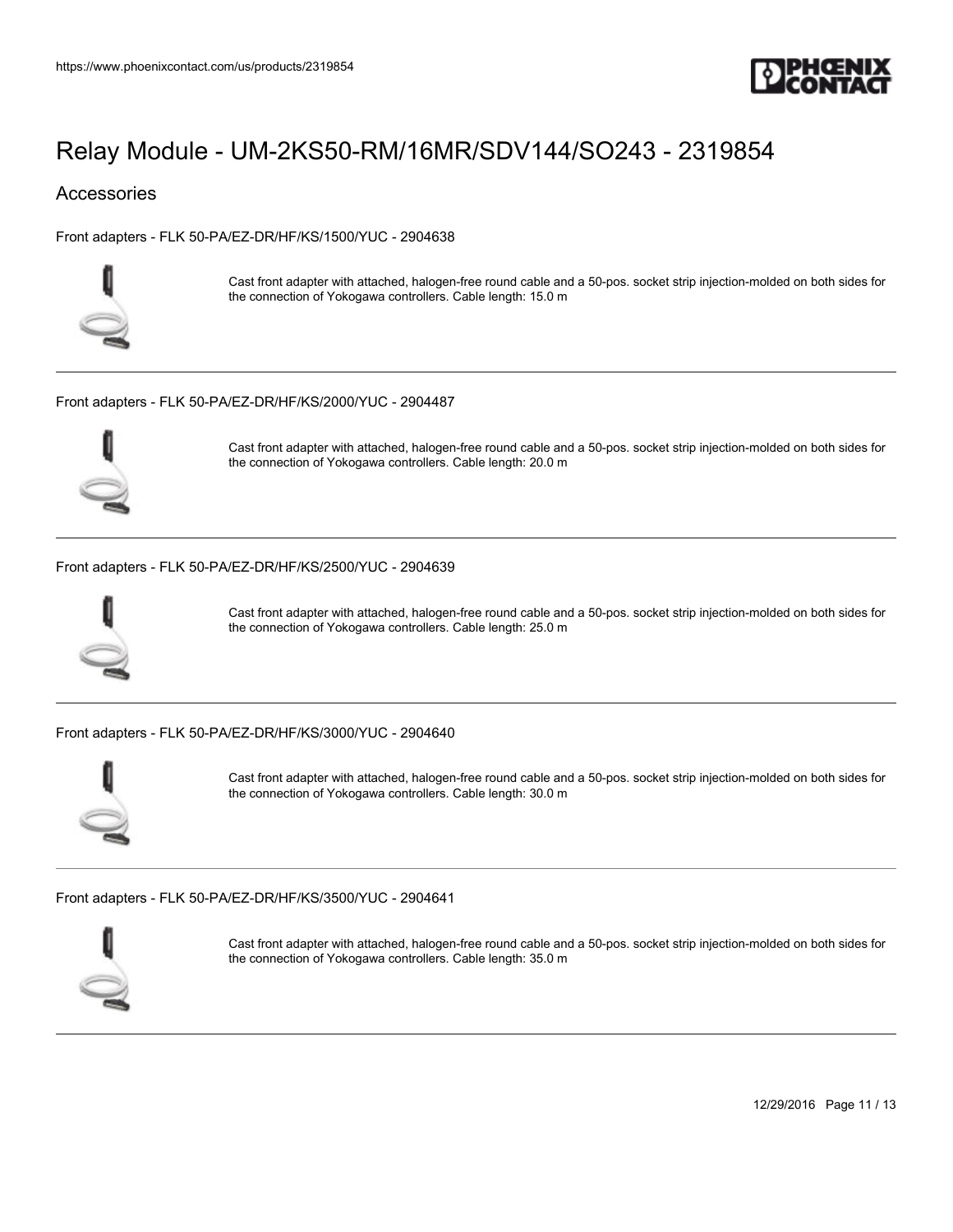# Relay Module - UM-2KS50-RM/16MR/SDV144/SO243 - 2319854

## Accessories

Front adapters - FLK 50-PA/EZ-DR/HF/KS/1500/YUC - 2904638

Cast front adapter with attached, halogen-free round cable and a 50-pos. socket strip injection-molded on both sides for the connection of Yokogawa controllers. Cable length: 15.0 m

---

Front adapters - FLK 50-PA/EZ-DR/HF/KS/2000/YUC - 2904487

Cast front adapter with attached, halogen-free round cable and a 50-pos. socket strip injection-molded on both sides for the connection of Yokogawa controllers. Cable length: 20.0 m

---

Front adapters - FLK 50-PA/EZ-DR/HF/KS/2500/YUC - 2904639

Cast front adapter with attached, halogen-free round cable and a 50-pos. socket strip injection-molded on both sides for the connection of Yokogawa controllers. Cable length: 25.0 m

---

Front adapters - FLK 50-PA/EZ-DR/HF/KS/3000/YUC - 2904640

Cast front adapter with attached, halogen-free round cable and a 50-pos. socket strip injection-molded on both sides for the connection of Yokogawa controllers. Cable length: 30.0 m

---

Front adapters - FLK 50-PA/EZ-DR/HF/KS/3500/YUC - 2904641

Cast front adapter with attached, halogen-free round cable and a 50-pos. socket strip injection-molded on both sides for the connection of Yokogawa controllers. Cable length: 35.0 m

---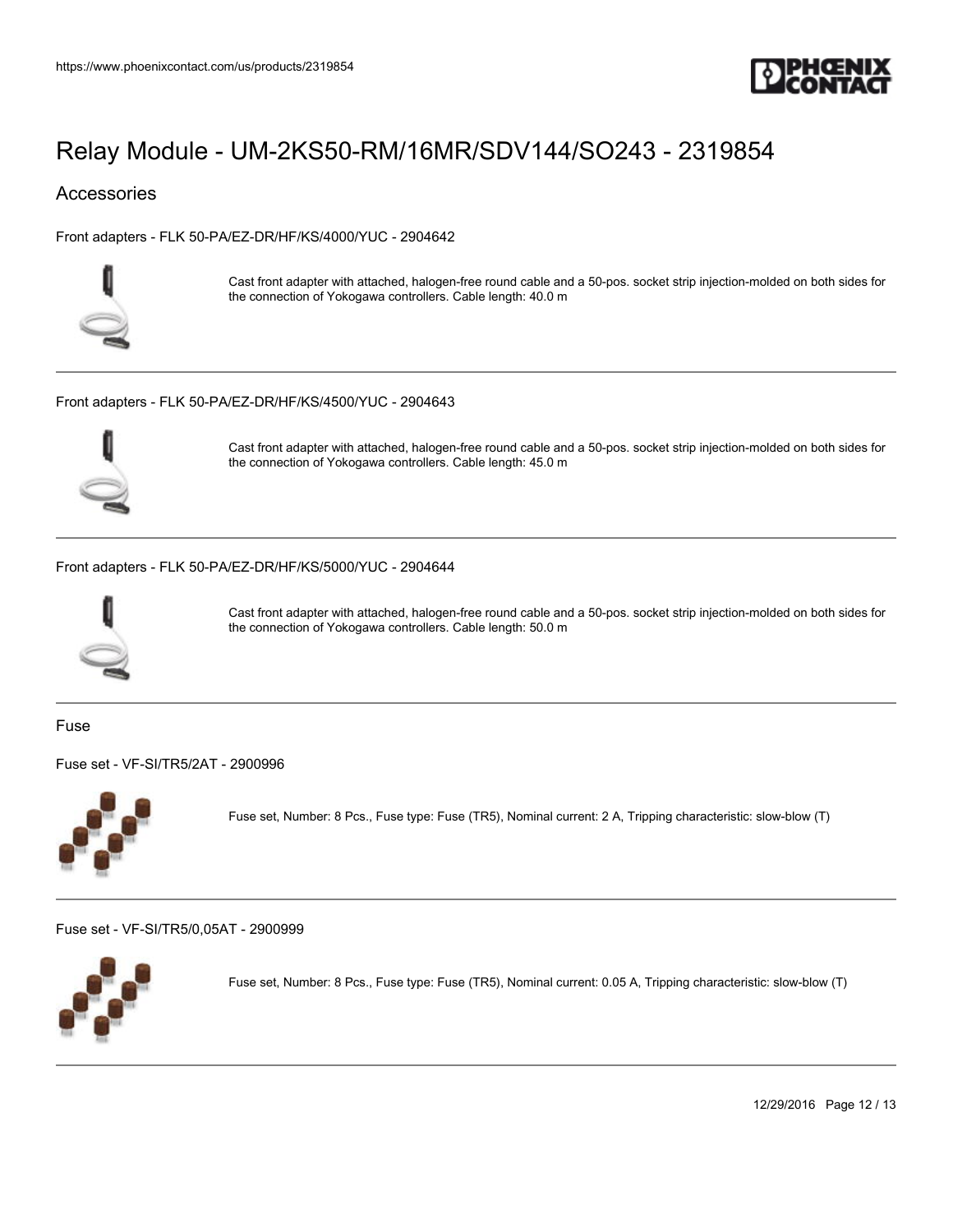# Relay Module - UM-2KS50-RM/16MR/SDV144/SO243 - 2319854

## Accessories

Front adapters - FLK 50-PA/EZ-DR/HF/KS/4000/YUC - 2904642

Cast front adapter with attached, halogen-free round cable and a 50-pos. socket strip injection-molded on both sides for the connection of Yokogawa controllers. Cable length: 40.0 m

---

Front adapters - FLK 50-PA/EZ-DR/HF/KS/4500/YUC - 2904643

Cast front adapter with attached, halogen-free round cable and a 50-pos. socket strip injection-molded on both sides for the connection of Yokogawa controllers. Cable length: 45.0 m

---

Front adapters - FLK 50-PA/EZ-DR/HF/KS/5000/YUC - 2904644

Cast front adapter with attached, halogen-free round cable and a 50-pos. socket strip injection-molded on both sides for the connection of Yokogawa controllers. Cable length: 50.0 m

---

### Fuse

Fuse set - VF-SI/TR5/2AT - 2900996

Fuse set, Number: 8 Pcs., Fuse type: Fuse (TR5), Nominal current: 2 A, Tripping characteristic: slow-blow (T)

---

Fuse set - VF-SI/TR5/0,05AT - 2900999

Fuse set, Number: 8 Pcs., Fuse type: Fuse (TR5), Nominal current: 0.05 A, Tripping characteristic: slow-blow (T)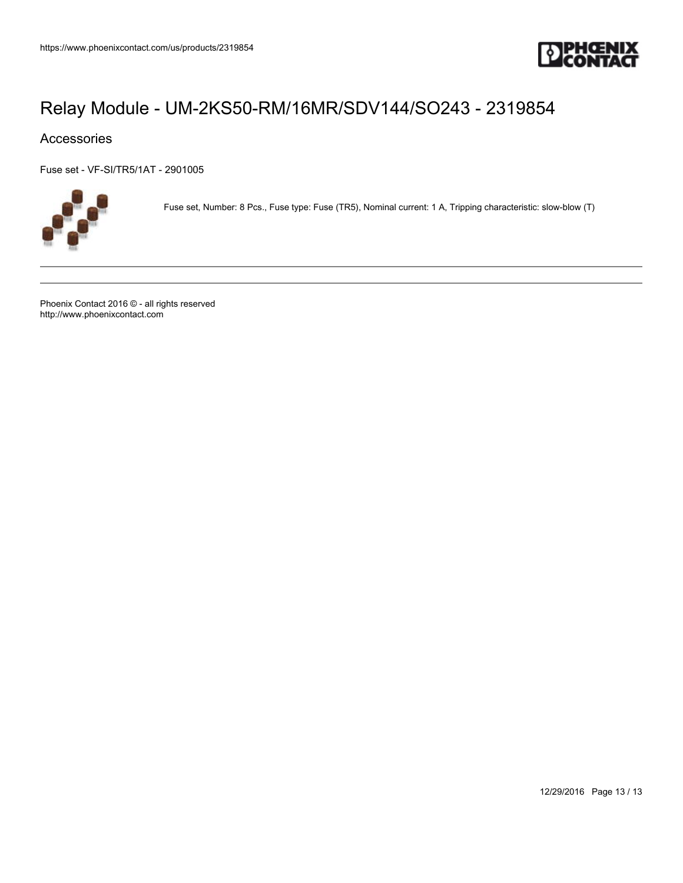# Relay Module - UM-2KS50-RM/16MR/SDV144/SO243 - 2319854

## Accessories

Fuse set - VF-SI/TR5/1AT - 2901005

Fuse set, Number: 8 Pcs., Fuse type: Fuse (TR5), Nominal current: 1 A, Tripping characteristic: slow-blow (T)

---

---

Phoenix Contact 2016 © - all rights reserved
http://www.phoenixcontact.com